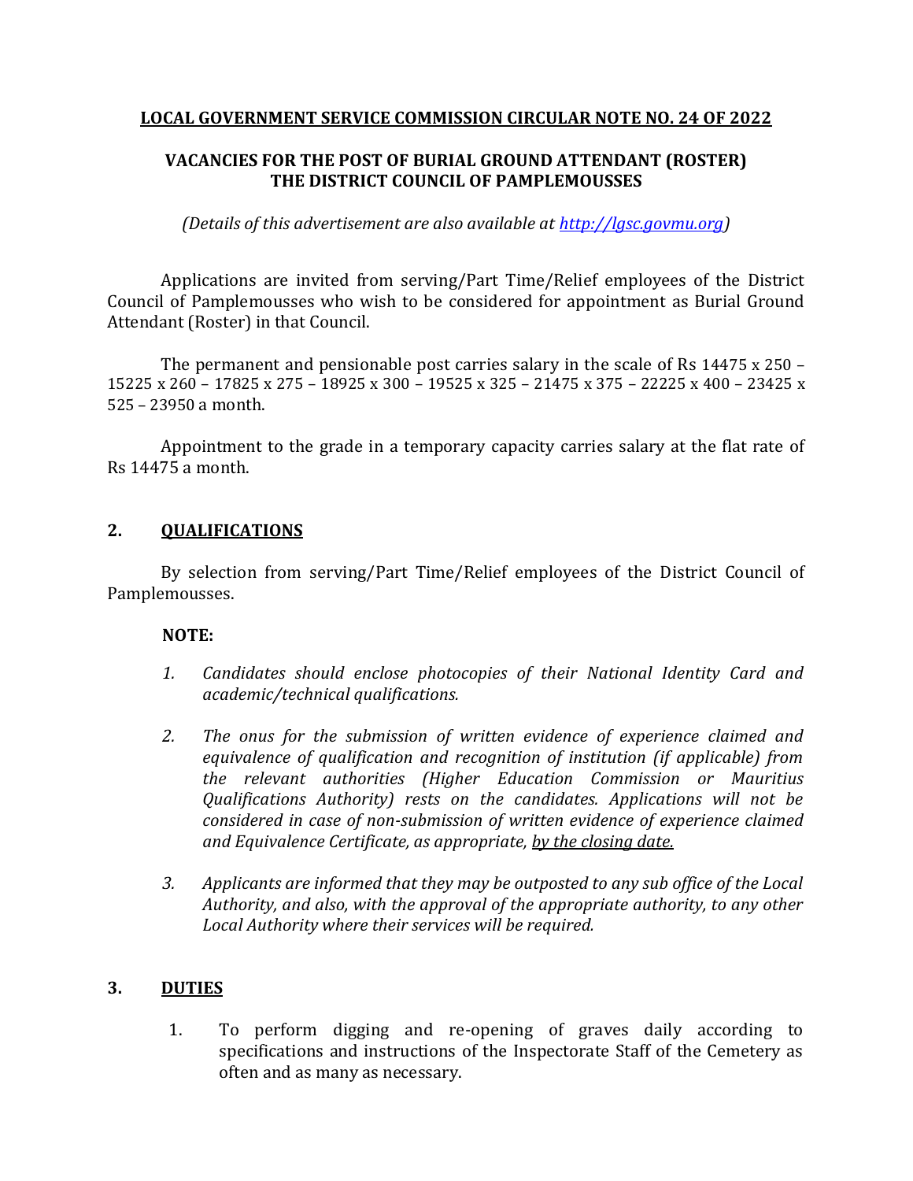**LOCAL GOVERNMENT SERVICE COMMISSION CIRCULAR NOTE NO. 24 OF 2022**

**VACANCIES FOR THE POST OF BURIAL GROUND ATTENDANT (ROSTER)**
**THE DISTRICT COUNCIL OF PAMPLEMOUSSES**

*(Details of this advertisement are also available at [http://lgsc.govmu.org](http://lgsc.govmu.org))*

Applications are invited from serving/Part Time/Relief employees of the District Council of Pamplemousses who wish to be considered for appointment as Burial Ground Attendant (Roster) in that Council.

The permanent and pensionable post carries salary in the scale of Rs 14475 x 250 – 15225 x 260 – 17825 x 275 – 18925 x 300 – 19525 x 325 – 21475 x 375 – 22225 x 400 – 23425 x 525 – 23950 a month.

Appointment to the grade in a temporary capacity carries salary at the flat rate of Rs 14475 a month.

## 2. QUALIFICATIONS

By selection from serving/Part Time/Relief employees of the District Council of Pamplemousses.

**NOTE:**

1. *Candidates should enclose photocopies of their National Identity Card and academic/technical qualifications.*
2. *The onus for the submission of written evidence of experience claimed and equivalence of qualification and recognition of institution (if applicable) from the relevant authorities (Higher Education Commission or Mauritius Qualifications Authority) rests on the candidates. Applications will not be considered in case of non-submission of written evidence of experience claimed and Equivalence Certificate, as appropriate, by the closing date.*
3. *Applicants are informed that they may be outposted to any sub office of the Local Authority, and also, with the approval of the appropriate authority, to any other Local Authority where their services will be required.*

## 3. DUTIES

1. To perform digging and re-opening of graves daily according to specifications and instructions of the Inspectorate Staff of the Cemetery as often and as many as necessary.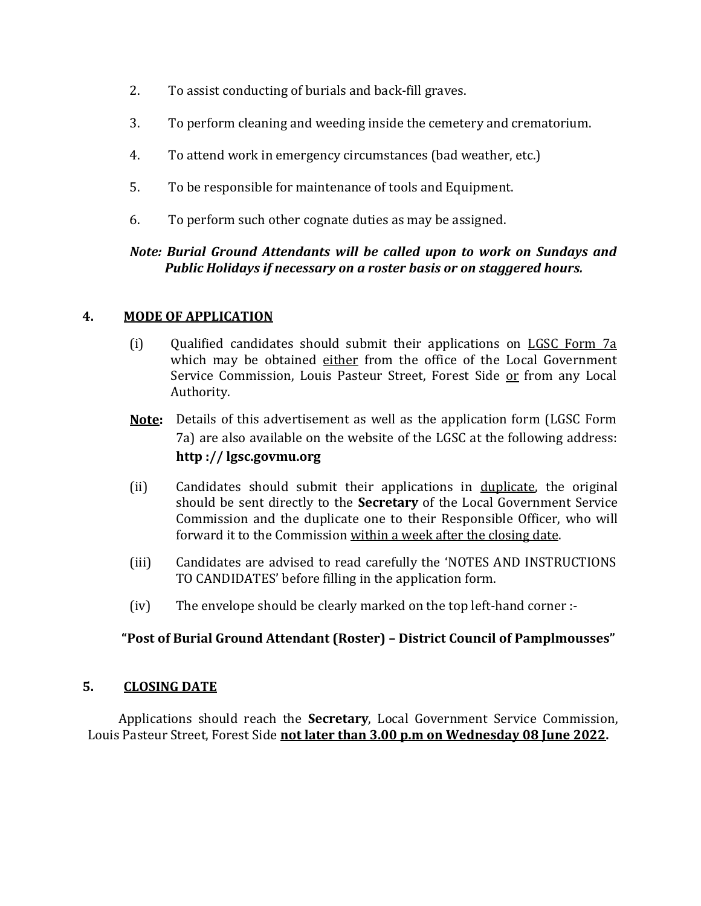2. To assist conducting of burials and back-fill graves.

3. To perform cleaning and weeding inside the cemetery and crematorium.

4. To attend work in emergency circumstances (bad weather, etc.)

5. To be responsible for maintenance of tools and Equipment.

6. To perform such other cognate duties as may be assigned.

***Note: Burial Ground Attendants will be called upon to work on Sundays and Public Holidays if necessary on a roster basis or on staggered hours.***

## 4. MODE OF APPLICATION

(i) Qualified candidates should submit their applications on LGSC Form 7a which may be obtained either from the office of the Local Government Service Commission, Louis Pasteur Street, Forest Side or from any Local Authority.

**Note:** Details of this advertisement as well as the application form (LGSC Form 7a) are also available on the website of the LGSC at the following address: **http :// lgsc.govmu.org**

(ii) Candidates should submit their applications in duplicate, the original should be sent directly to the **Secretary** of the Local Government Service Commission and the duplicate one to their Responsible Officer, who will forward it to the Commission within a week after the closing date.

(iii) Candidates are advised to read carefully the 'NOTES AND INSTRUCTIONS TO CANDIDATES' before filling in the application form.

(iv) The envelope should be clearly marked on the top left-hand corner :-

**"Post of Burial Ground Attendant (Roster) – District Council of Pamplmousses"**

## 5. CLOSING DATE

Applications should reach the **Secretary**, Local Government Service Commission, Louis Pasteur Street, Forest Side **not later than 3.00 p.m on Wednesday 08 June 2022.**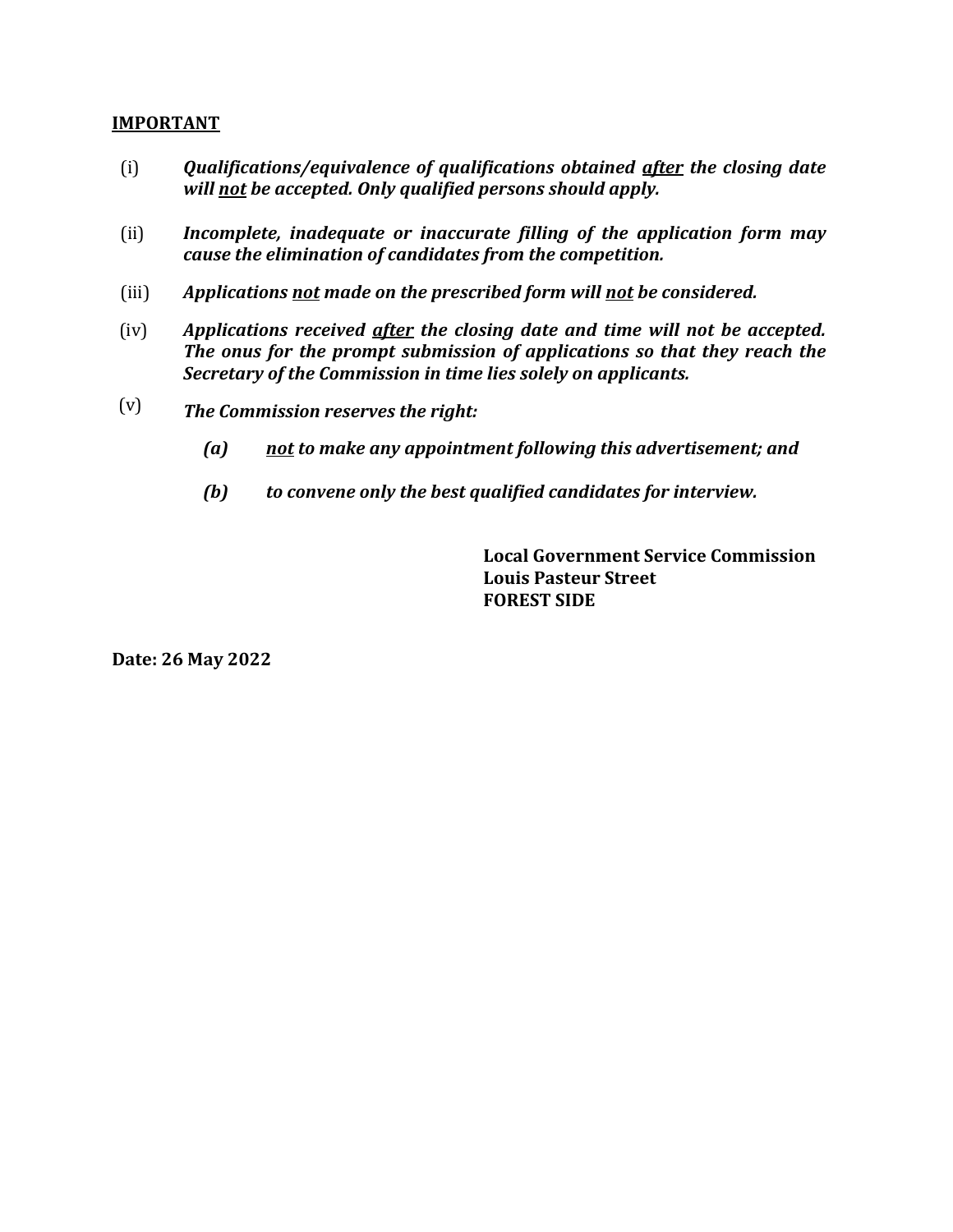**<u>IMPORTANT</u>**

(i) ***Qualifications/equivalence of qualifications obtained <u>after</u> the closing date will <u>not</u> be accepted. Only qualified persons should apply.***

(ii) ***Incomplete, inadequate or inaccurate filling of the application form may cause the elimination of candidates from the competition.***

(iii) ***Applications <u>not</u> made on the prescribed form will <u>not</u> be considered.***

(iv) ***Applications received <u>after</u> the closing date and time will not be accepted. The onus for the prompt submission of applications so that they reach the Secretary of the Commission in time lies solely on applicants.***

(v) ***The Commission reserves the right:***

***(a)*** ***<u>not</u> to make any appointment following this advertisement; and***

***(b)*** ***to convene only the best qualified candidates for interview.***

**Local Government Service Commission**
**Louis Pasteur Street**
**FOREST SIDE**

**Date: 26 May 2022**